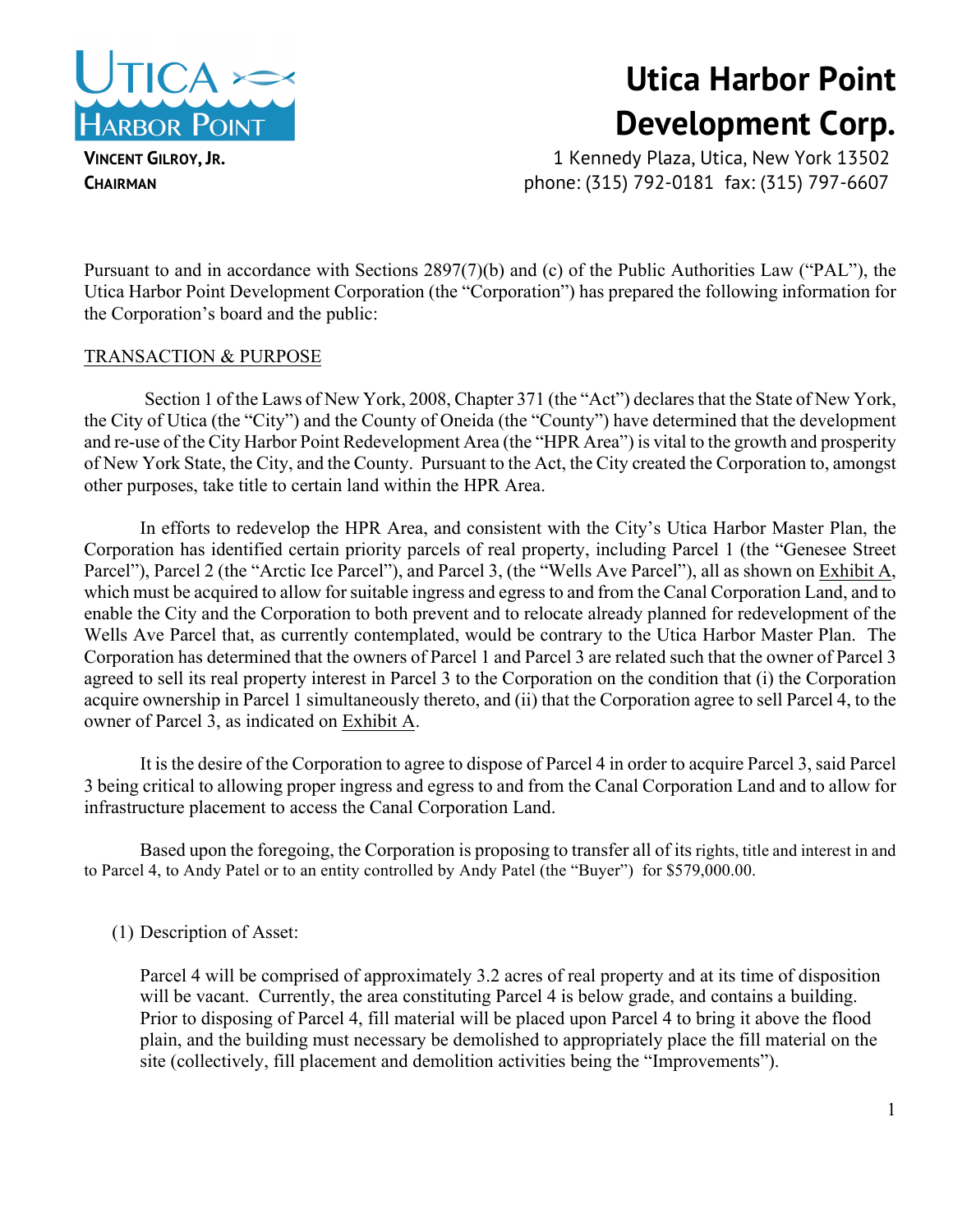# Utica Harbor Point Development Corp.

**Vincent Gilroy, Jr.**
**Chairman**

1 Kennedy Plaza, Utica, New York 13502
phone: (315) 792-0181 fax: (315) 797-6607

Pursuant to and in accordance with Sections 2897(7)(b) and (c) of the Public Authorities Law ("PAL"), the Utica Harbor Point Development Corporation (the "Corporation") has prepared the following information for the Corporation's board and the public:

TRANSACTION & PURPOSE

Section 1 of the Laws of New York, 2008, Chapter 371 (the "Act") declares that the State of New York, the City of Utica (the "City") and the County of Oneida (the "County") have determined that the development and re-use of the City Harbor Point Redevelopment Area (the "HPR Area") is vital to the growth and prosperity of New York State, the City, and the County. Pursuant to the Act, the City created the Corporation to, amongst other purposes, take title to certain land within the HPR Area.

In efforts to redevelop the HPR Area, and consistent with the City's Utica Harbor Master Plan, the Corporation has identified certain priority parcels of real property, including Parcel 1 (the "Genesee Street Parcel"), Parcel 2 (the "Arctic Ice Parcel"), and Parcel 3, (the "Wells Ave Parcel"), all as shown on Exhibit A, which must be acquired to allow for suitable ingress and egress to and from the Canal Corporation Land, and to enable the City and the Corporation to both prevent and to relocate already planned for redevelopment of the Wells Ave Parcel that, as currently contemplated, would be contrary to the Utica Harbor Master Plan. The Corporation has determined that the owners of Parcel 1 and Parcel 3 are related such that the owner of Parcel 3 agreed to sell its real property interest in Parcel 3 to the Corporation on the condition that (i) the Corporation acquire ownership in Parcel 1 simultaneously thereto, and (ii) that the Corporation agree to sell Parcel 4, to the owner of Parcel 3, as indicated on Exhibit A.

It is the desire of the Corporation to agree to dispose of Parcel 4 in order to acquire Parcel 3, said Parcel 3 being critical to allowing proper ingress and egress to and from the Canal Corporation Land and to allow for infrastructure placement to access the Canal Corporation Land.

Based upon the foregoing, the Corporation is proposing to transfer all of its rights, title and interest in and to Parcel 4, to Andy Patel or to an entity controlled by Andy Patel (the "Buyer") for $579,000.00.

(1) Description of Asset:

Parcel 4 will be comprised of approximately 3.2 acres of real property and at its time of disposition will be vacant. Currently, the area constituting Parcel 4 is below grade, and contains a building. Prior to disposing of Parcel 4, fill material will be placed upon Parcel 4 to bring it above the flood plain, and the building must necessary be demolished to appropriately place the fill material on the site (collectively, fill placement and demolition activities being the "Improvements").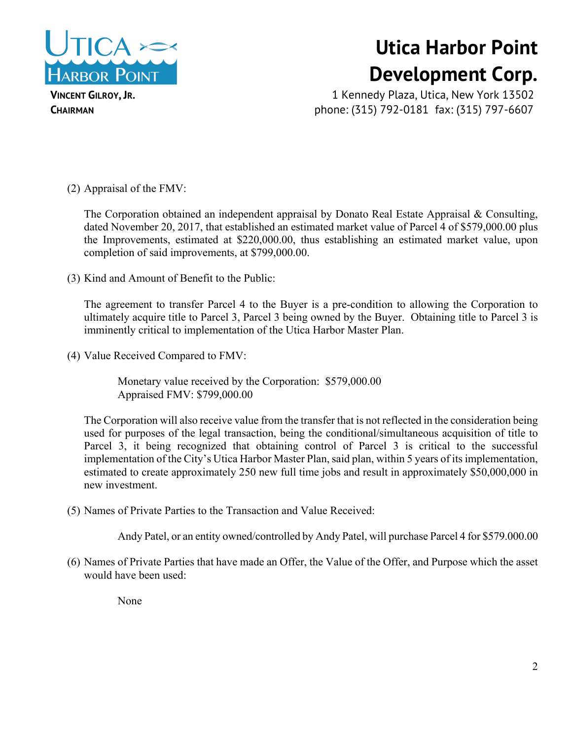(2) Appraisal of the FMV:

The Corporation obtained an independent appraisal by Donato Real Estate Appraisal & Consulting, dated November 20, 2017, that established an estimated market value of Parcel 4 of $579,000.00 plus the Improvements, estimated at $220,000.00, thus establishing an estimated market value, upon completion of said improvements, at $799,000.00.

(3) Kind and Amount of Benefit to the Public:

The agreement to transfer Parcel 4 to the Buyer is a pre-condition to allowing the Corporation to ultimately acquire title to Parcel 3, Parcel 3 being owned by the Buyer. Obtaining title to Parcel 3 is imminently critical to implementation of the Utica Harbor Master Plan.

(4) Value Received Compared to FMV:

Monetary value received by the Corporation: $579,000.00
Appraised FMV: $799,000.00

The Corporation will also receive value from the transfer that is not reflected in the consideration being used for purposes of the legal transaction, being the conditional/simultaneous acquisition of title to Parcel 3, it being recognized that obtaining control of Parcel 3 is critical to the successful implementation of the City's Utica Harbor Master Plan, said plan, within 5 years of its implementation, estimated to create approximately 250 new full time jobs and result in approximately $50,000,000 in new investment.

(5) Names of Private Parties to the Transaction and Value Received:

Andy Patel, or an entity owned/controlled by Andy Patel, will purchase Parcel 4 for $579.000.00

(6) Names of Private Parties that have made an Offer, the Value of the Offer, and Purpose which the asset would have been used:

None